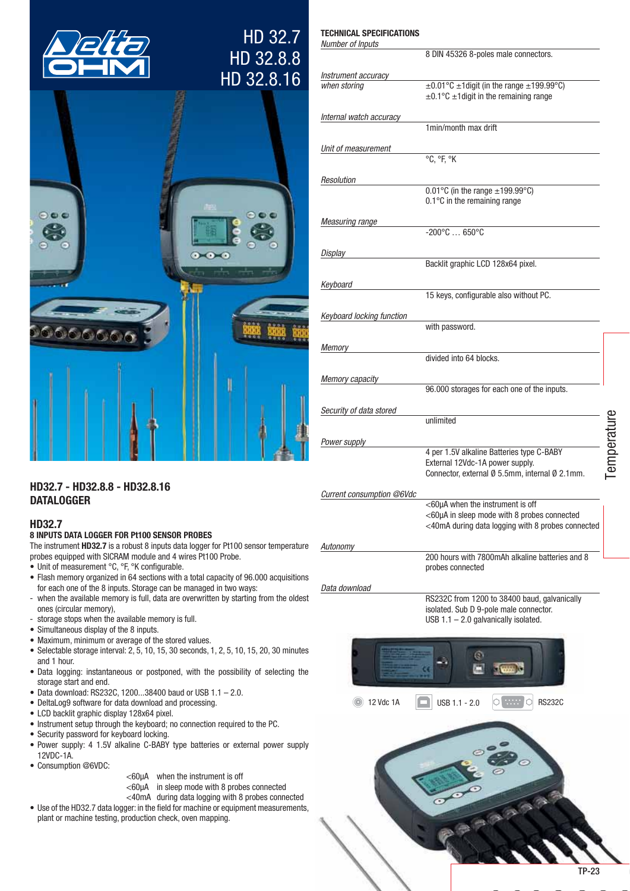# HD 32.7
# HD 32.8.8
# HD 32.8.16

## HD32.7 - HD32.8.8 - HD32.8.16
## DATALOGGER

### HD32.7

**8 INPUTS DATA LOGGER FOR Pt100 SENSOR PROBES**

The instrument **HD32.7** is a robust 8 inputs data logger for Pt100 sensor temperature probes equipped with SICRAM module and 4 wires Pt100 Probe.

- Unit of measurement °C, °F, °K configurable.
- Flash memory organized in 64 sections with a total capacity of 96.000 acquisitions for each one of the 8 inputs. Storage can be managed in two ways:
  - when the available memory is full, data are overwritten by starting from the oldest ones (circular memory),
  - storage stops when the available memory is full.
- Simultaneous display of the 8 inputs.
- Maximum, minimum or average of the stored values.
- Selectable storage interval: 2, 5, 10, 15, 30 seconds, 1, 2, 5, 10, 15, 20, 30 minutes and 1 hour.
- Data logging: instantaneous or postponed, with the possibility of selecting the storage start and end.
- Data download: RS232C, 1200...38400 baud or USB 1.1 – 2.0.
- DeltaLog9 software for data download and processing.
- LCD backlit graphic display 128x64 pixel.
- Instrument setup through the keyboard; no connection required to the PC.
- Security password for keyboard locking.
- Power supply: 4 1.5V alkaline C-BABY type batteries or external power supply 12VDC-1A.
- Consumption @6VDC:
  - <60µA when the instrument is off
  - <60µA in sleep mode with 8 probes connected
  - <40mA during data logging with 8 probes connected
- Use of the HD32.7 data logger: in the field for machine or equipment measurements, plant or machine testing, production check, oven mapping.

### TECHNICAL SPECIFICATIONS

| | |
|---|---|
| *Number of Inputs* | 8 DIN 45326 8-poles male connectors. |
| *Instrument accuracy when storing* | ±0.01°C ±1digit (in the range ±199.99°C)<br>±0.1°C ±1digit in the remaining range |
| *Internal watch accuracy* | 1min/month max drift |
| *Unit of measurement* | °C, °F, °K |
| *Resolution* | 0.01°C (in the range ±199.99°C)<br>0.1°C in the remaining range |
| *Measuring range* | -200°C … 650°C |
| *Display* | Backlit graphic LCD 128x64 pixel. |
| *Keyboard* | 15 keys, configurable also without PC. |
| *Keyboard locking function* | with password. |
| *Memory* | divided into 64 blocks. |
| *Memory capacity* | 96.000 storages for each one of the inputs. |
| *Security of data stored* | unlimited |
| *Power supply* | 4 per 1.5V alkaline Batteries type C-BABY<br>External 12Vdc-1A power supply.<br>Connector, external Ø 5.5mm, internal Ø 2.1mm. |
| *Current consumption @6Vdc* | <60µA when the instrument is off<br><60µA in sleep mode with 8 probes connected<br><40mA during data logging with 8 probes connected |
| *Autonomy* | 200 hours with 7800mAh alkaline batteries and 8 probes connected |
| *Data download* | RS232C from 1200 to 38400 baud, galvanically isolated. Sub D 9-pole male connector.<br>USB 1.1 – 2.0 galvanically isolated. |

12 Vdc 1A &nbsp;&nbsp; USB 1.1 - 2.0 &nbsp;&nbsp; RS232C

Temperature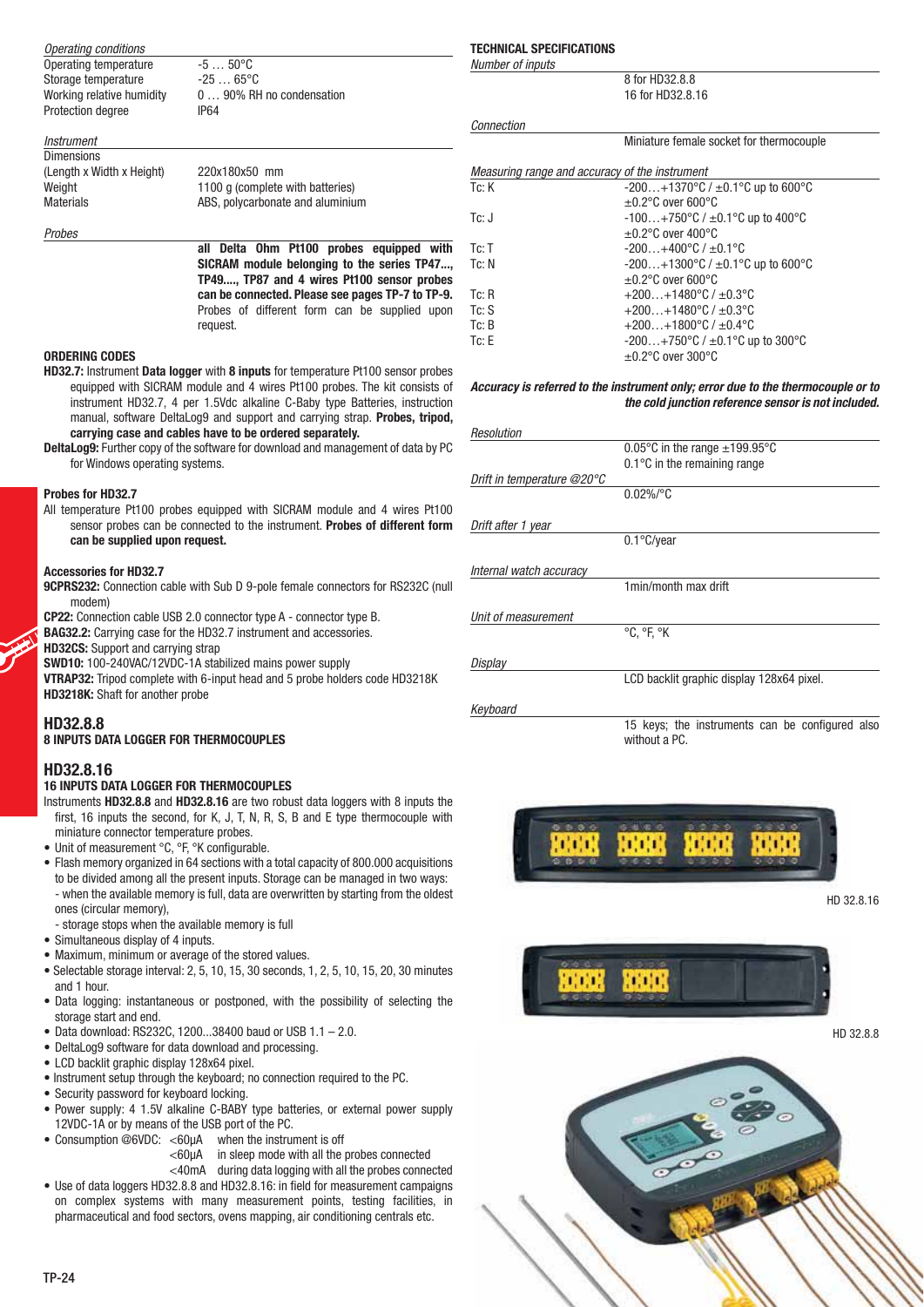*Operating conditions*

| | |
|---|---|
| Operating temperature | -5 … 50°C |
| Storage temperature | -25 … 65°C |
| Working relative humidity | 0 … 90% RH no condensation |
| Protection degree | IP64 |

*Instrument*

| | |
|---|---|
| Dimensions (Length x Width x Height) | 220x180x50 mm |
| Weight | 1100 g (complete with batteries) |
| Materials | ABS, polycarbonate and aluminium |

*Probes*

**all Delta Ohm Pt100 probes equipped with SICRAM module belonging to the series TP47..., TP49...., TP87 and 4 wires Pt100 sensor probes can be connected. Please see pages TP-7 to TP-9.** Probes of different form can be supplied upon request.

**ORDERING CODES**

**HD32.7:** Instrument **Data logger** with **8 inputs** for temperature Pt100 sensor probes equipped with SICRAM module and 4 wires Pt100 probes. The kit consists of instrument HD32.7, 4 per 1.5Vdc alkaline C-Baby type Batteries, instruction manual, software DeltaLog9 and support and carrying strap. **Probes, tripod, carrying case and cables have to be ordered separately.**

**DeltaLog9:** Further copy of the software for download and management of data by PC for Windows operating systems.

**Probes for HD32.7**

All temperature Pt100 probes equipped with SICRAM module and 4 wires Pt100 sensor probes can be connected to the instrument. **Probes of different form can be supplied upon request.**

**Accessories for HD32.7**

**9CPRS232:** Connection cable with Sub D 9-pole female connectors for RS232C (null modem)

**CP22:** Connection cable USB 2.0 connector type A - connector type B.

**BAG32.2:** Carrying case for the HD32.7 instrument and accessories.

**HD32CS:** Support and carrying strap

**SWD10:** 100-240VAC/12VDC-1A stabilized mains power supply

**VTRAP32:** Tripod complete with 6-input head and 5 probe holders code HD3218K

**HD3218K:** Shaft for another probe

## HD32.8.8

### 8 INPUTS DATA LOGGER FOR THERMOCOUPLES

## HD32.8.16

### 16 INPUTS DATA LOGGER FOR THERMOCOUPLES

Instruments **HD32.8.8** and **HD32.8.16** are two robust data loggers with 8 inputs the first, 16 inputs the second, for K, J, T, N, R, S, B and E type thermocouple with miniature connector temperature probes.

- Unit of measurement °C, °F, °K configurable.
- Flash memory organized in 64 sections with a total capacity of 800.000 acquisitions to be divided among all the present inputs. Storage can be managed in two ways:
  - when the available memory is full, data are overwritten by starting from the oldest ones (circular memory),
  - storage stops when the available memory is full
- Simultaneous display of 4 inputs.
- Maximum, minimum or average of the stored values.
- Selectable storage interval: 2, 5, 10, 15, 30 seconds, 1, 2, 5, 10, 15, 20, 30 minutes and 1 hour.
- Data logging: instantaneous or postponed, with the possibility of selecting the storage start and end.
- Data download: RS232C, 1200...38400 baud or USB 1.1 – 2.0.
- DeltaLog9 software for data download and processing.
- LCD backlit graphic display 128x64 pixel.
- Instrument setup through the keyboard; no connection required to the PC.
- Security password for keyboard locking.
- Power supply: 4 1.5V alkaline C-BABY type batteries, or external power supply 12VDC-1A or by means of the USB port of the PC.
- Consumption @6VDC: <60µA when the instrument is off
  <60µA in sleep mode with all the probes connected
  <40mA during data logging with all the probes connected
- Use of data loggers HD32.8.8 and HD32.8.16: in field for measurement campaigns on complex systems with many measurement points, testing facilities, in pharmaceutical and food sectors, ovens mapping, air conditioning centrals etc.

**TECHNICAL SPECIFICATIONS**

*Number of inputs*

8 for HD32.8.8
16 for HD32.8.16

*Connection*

Miniature female socket for thermocouple

*Measuring range and accuracy of the instrument*

| | |
|---|---|
| Tc: K | -200…+1370°C / ±0.1°C up to 600°C<br>±0.2°C over 600°C |
| Tc: J | -100…+750°C / ±0.1°C up to 400°C<br>±0.2°C over 400°C |
| Tc: T | -200…+400°C / ±0.1°C |
| Tc: N | -200…+1300°C / ±0.1°C up to 600°C<br>±0.2°C over 600°C |
| Tc: R | +200…+1480°C / ±0.3°C |
| Tc: S | +200…+1480°C / ±0.3°C |
| Tc: B | +200…+1800°C / ±0.4°C |
| Tc: E | -200…+750°C / ±0.1°C up to 300°C<br>±0.2°C over 300°C |

***Accuracy is referred to the instrument only; error due to the thermocouple or to the cold junction reference sensor is not included.***

*Resolution*

0.05°C in the range ±199.95°C
0.1°C in the remaining range

*Drift in temperature @20°C*

0.02%/°C

*Drift after 1 year*

0.1°C/year

*Internal watch accuracy*

1min/month max drift

*Unit of measurement*

°C, °F, °K

*Display*

LCD backlit graphic display 128x64 pixel.

*Keyboard*

15 keys; the instruments can be configured also without a PC.

HD 32.8.16

HD 32.8.8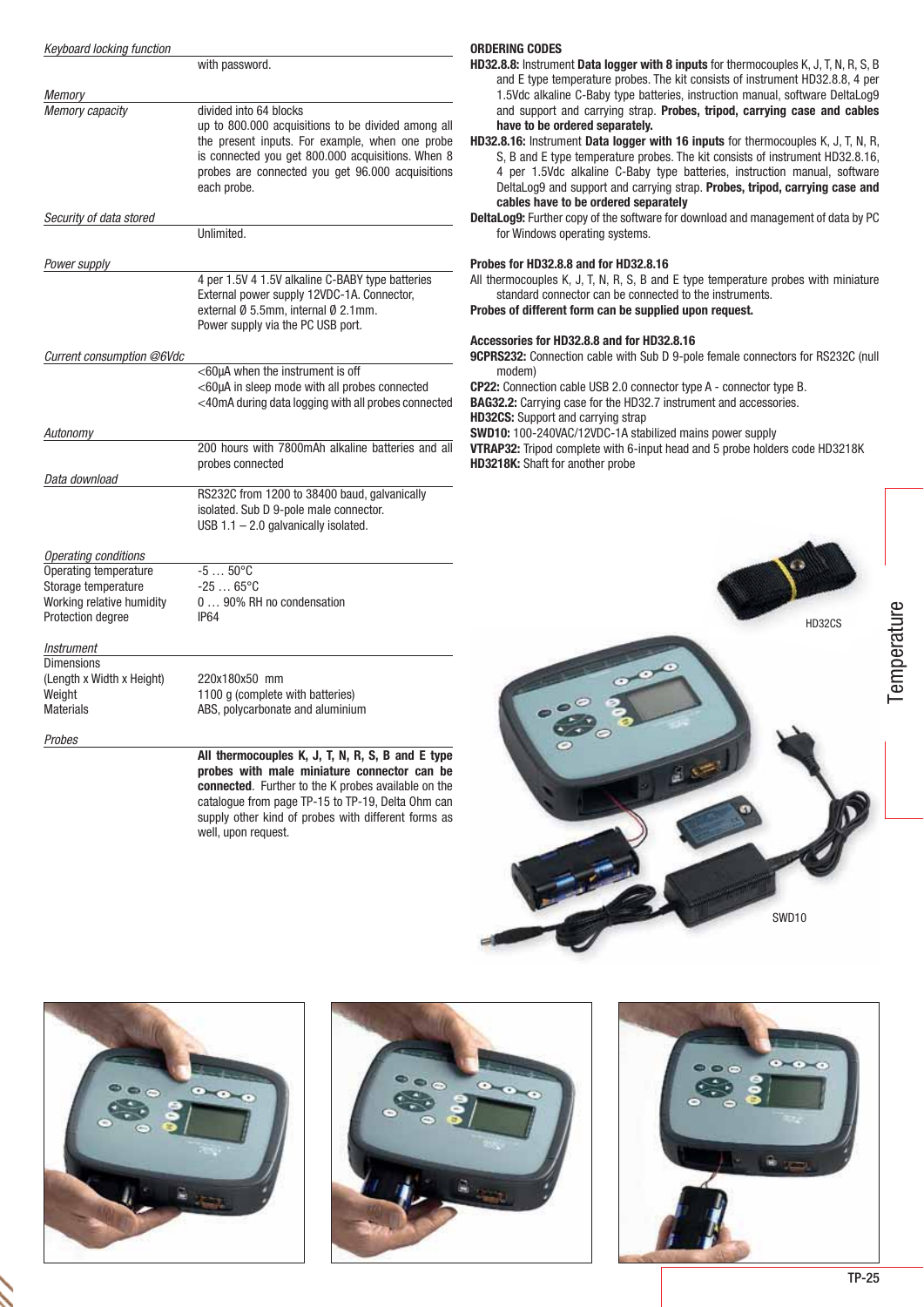| | |
|---|---|
| *Keyboard locking function* | with password. |
| *Memory* | |
| *Memory capacity* | divided into 64 blocks<br>up to 800.000 acquisitions to be divided among all the present inputs. For example, when one probe is connected you get 800.000 acquisitions. When 8 probes are connected you get 96.000 acquisitions each probe. |
| *Security of data stored* | Unlimited. |
| *Power supply* | 4 per 1.5V 4 1.5V alkaline C-BABY type batteries<br>External power supply 12VDC-1A. Connector, external Ø 5.5mm, internal Ø 2.1mm.<br>Power supply via the PC USB port. |
| *Current consumption @6Vdc* | <60µA when the instrument is off<br><60µA in sleep mode with all probes connected<br><40mA during data logging with all probes connected |
| *Autonomy* | 200 hours with 7800mAh alkaline batteries and all probes connected |
| *Data download* | RS232C from 1200 to 38400 baud, galvanically isolated. Sub D 9-pole male connector.<br>USB 1.1 – 2.0 galvanically isolated. |
| *Operating conditions* | |
| Operating temperature | -5 … 50°C |
| Storage temperature | -25 … 65°C |
| Working relative humidity | 0 … 90% RH no condensation |
| Protection degree | IP64 |
| *Instrument* | |
| Dimensions (Length x Width x Height) | 220x180x50 mm |
| Weight | 1100 g (complete with batteries) |
| Materials | ABS, polycarbonate and aluminium |
| *Probes* | **All thermocouples K, J, T, N, R, S, B and E type probes with male miniature connector can be connected**. Further to the K probes available on the catalogue from page TP-15 to TP-19, Delta Ohm can supply other kind of probes with different forms as well, upon request. |

**ORDERING CODES**

**HD32.8.8:** Instrument **Data logger with 8 inputs** for thermocouples K, J, T, N, R, S, B and E type temperature probes. The kit consists of instrument HD32.8.8, 4 per 1.5Vdc alkaline C-Baby type batteries, instruction manual, software DeltaLog9 and support and carrying strap. **Probes, tripod, carrying case and cables have to be ordered separately.**

**HD32.8.16:** Instrument **Data logger with 16 inputs** for thermocouples K, J, T, N, R, S, B and E type temperature probes. The kit consists of instrument HD32.8.16, 4 per 1.5Vdc alkaline C-Baby type batteries, instruction manual, software DeltaLog9 and support and carrying strap. **Probes, tripod, carrying case and cables have to be ordered separately**

**DeltaLog9:** Further copy of the software for download and management of data by PC for Windows operating systems.

**Probes for HD32.8.8 and for HD32.8.16**

All thermocouples K, J, T, N, R, S, B and E type temperature probes with miniature standard connector can be connected to the instruments.

**Probes of different form can be supplied upon request.**

**Accessories for HD32.8.8 and for HD32.8.16**

**9CPRS232:** Connection cable with Sub D 9-pole female connectors for RS232C (null modem)

**CP22:** Connection cable USB 2.0 connector type A - connector type B.

**BAG32.2:** Carrying case for the HD32.7 instrument and accessories.

**HD32CS:** Support and carrying strap

**SWD10:** 100-240VAC/12VDC-1A stabilized mains power supply

**VTRAP32:** Tripod complete with 6-input head and 5 probe holders code HD3218K

**HD3218K:** Shaft for another probe

HD32CS

SWD10